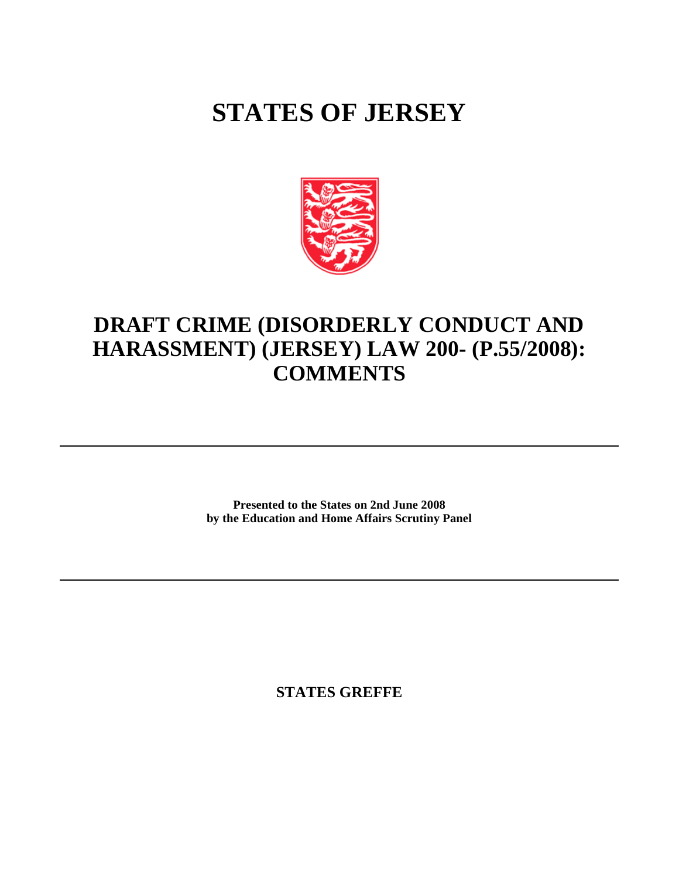# STATES OF JERSEY

## DRAFT CRIME (DISORDERLY CONDUCT AND HARASSMENT) (JERSEY) LAW 200- (P.55/2008): COMMENTS

---

**Presented to the States on 2nd June 2008**
**by the Education and Home Affairs Scrutiny Panel**

---

**STATES GREFFE**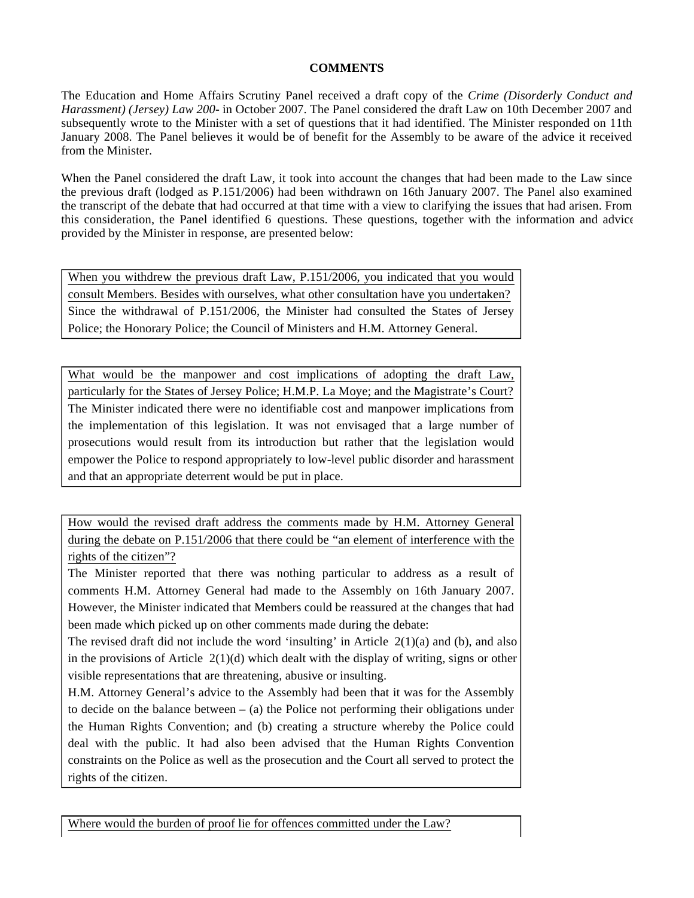**COMMENTS**

The Education and Home Affairs Scrutiny Panel received a draft copy of the *Crime (Disorderly Conduct and Harassment) (Jersey) Law 200-* in October 2007. The Panel considered the draft Law on 10th December 2007 and subsequently wrote to the Minister with a set of questions that it had identified. The Minister responded on 11th January 2008. The Panel believes it would be of benefit for the Assembly to be aware of the advice it received from the Minister.

When the Panel considered the draft Law, it took into account the changes that had been made to the Law since the previous draft (lodged as P.151/2006) had been withdrawn on 16th January 2007. The Panel also examined the transcript of the debate that had occurred at that time with a view to clarifying the issues that had arisen. From this consideration, the Panel identified 6 questions. These questions, together with the information and advice provided by the Minister in response, are presented below:

<u>When you withdrew the previous draft Law, P.151/2006, you indicated that you would consult Members. Besides with ourselves, what other consultation have you undertaken?</u>

Since the withdrawal of P.151/2006, the Minister had consulted the States of Jersey Police; the Honorary Police; the Council of Ministers and H.M. Attorney General.

<u>What would be the manpower and cost implications of adopting the draft Law, particularly for the States of Jersey Police; H.M.P. La Moye; and the Magistrate's Court?</u>

The Minister indicated there were no identifiable cost and manpower implications from the implementation of this legislation. It was not envisaged that a large number of prosecutions would result from its introduction but rather that the legislation would empower the Police to respond appropriately to low-level public disorder and harassment and that an appropriate deterrent would be put in place.

<u>How would the revised draft address the comments made by H.M. Attorney General during the debate on P.151/2006 that there could be "an element of interference with the rights of the citizen"?</u>

The Minister reported that there was nothing particular to address as a result of comments H.M. Attorney General had made to the Assembly on 16th January 2007. However, the Minister indicated that Members could be reassured at the changes that had been made which picked up on other comments made during the debate:

The revised draft did not include the word 'insulting' in Article 2(1)(a) and (b), and also in the provisions of Article 2(1)(d) which dealt with the display of writing, signs or other visible representations that are threatening, abusive or insulting.

H.M. Attorney General's advice to the Assembly had been that it was for the Assembly to decide on the balance between – (a) the Police not performing their obligations under the Human Rights Convention; and (b) creating a structure whereby the Police could deal with the public. It had also been advised that the Human Rights Convention constraints on the Police as well as the prosecution and the Court all served to protect the rights of the citizen.

<u>Where would the burden of proof lie for offences committed under the Law?</u>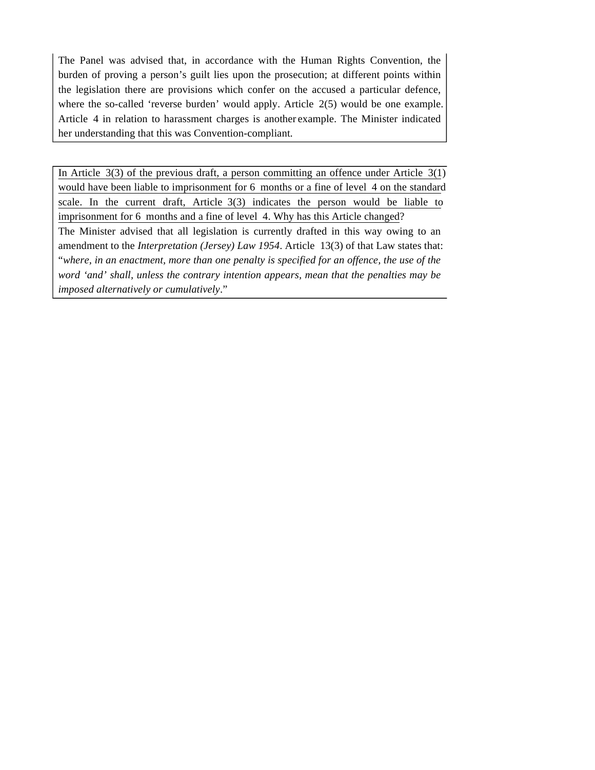The Panel was advised that, in accordance with the Human Rights Convention, the burden of proving a person's guilt lies upon the prosecution; at different points within the legislation there are provisions which confer on the accused a particular defence, where the so-called 'reverse burden' would apply. Article 2(5) would be one example. Article 4 in relation to harassment charges is another example. The Minister indicated her understanding that this was Convention-compliant.

<u>In Article 3(3) of the previous draft, a person committing an offence under Article 3(1) would have been liable to imprisonment for 6 months or a fine of level 4 on the standard scale. In the current draft, Article 3(3) indicates the person would be liable to imprisonment for 6 months and a fine of level 4. Why has this Article changed</u>?

The Minister advised that all legislation is currently drafted in this way owing to an amendment to the *Interpretation (Jersey) Law 1954*. Article 13(3) of that Law states that: "*where, in an enactment, more than one penalty is specified for an offence, the use of the word 'and' shall, unless the contrary intention appears, mean that the penalties may be imposed alternatively or cumulatively*."